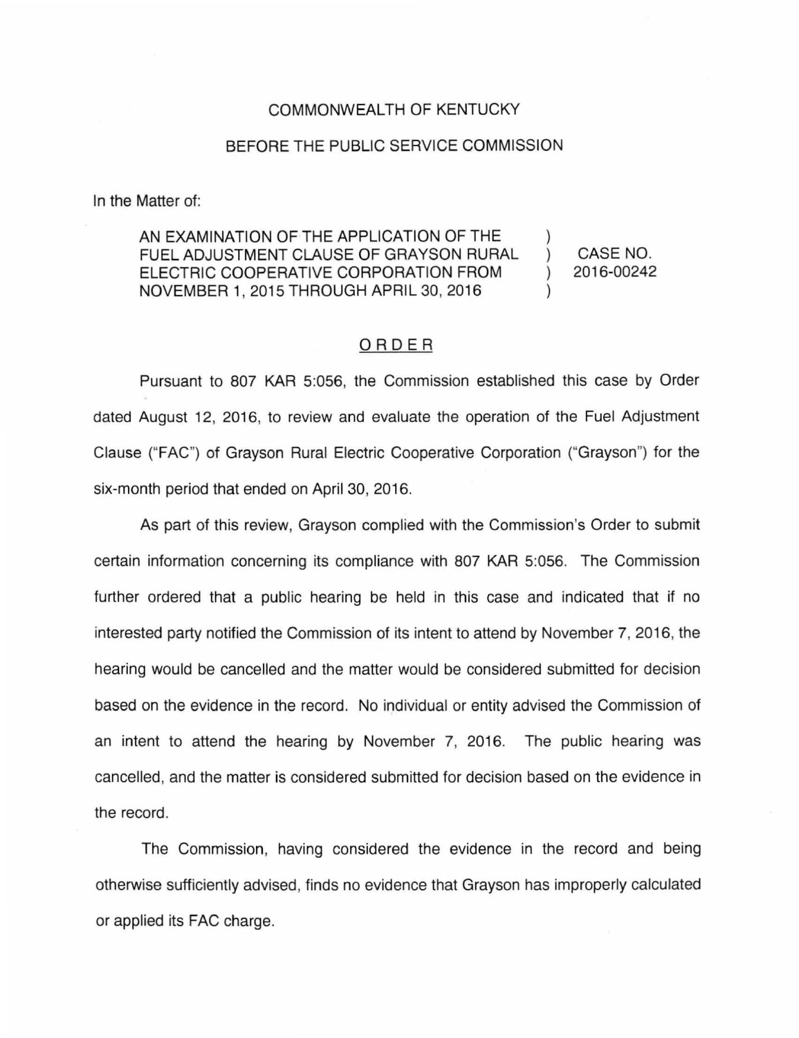COMMONWEALTH OF KENTUCKY

BEFORE THE PUBLIC SERVICE COMMISSION

In the Matter of:

| | | |
|---|---|---|
| AN EXAMINATION OF THE APPLICATION OF THE FUEL ADJUSTMENT CLAUSE OF GRAYSON RURAL ELECTRIC COOPERATIVE CORPORATION FROM NOVEMBER 1, 2015 THROUGH APRIL 30, 2016 | ) ) ) ) | CASE NO. 2016-00242 |

## ORDER

Pursuant to 807 KAR 5:056, the Commission established this case by Order dated August 12, 2016, to review and evaluate the operation of the Fuel Adjustment Clause ("FAC") of Grayson Rural Electric Cooperative Corporation ("Grayson") for the six-month period that ended on April 30, 2016.

As part of this review, Grayson complied with the Commission's Order to submit certain information concerning its compliance with 807 KAR 5:056. The Commission further ordered that a public hearing be held in this case and indicated that if no interested party notified the Commission of its intent to attend by November 7, 2016, the hearing would be cancelled and the matter would be considered submitted for decision based on the evidence in the record. No individual or entity advised the Commission of an intent to attend the hearing by November 7, 2016. The public hearing was cancelled, and the matter is considered submitted for decision based on the evidence in the record.

The Commission, having considered the evidence in the record and being otherwise sufficiently advised, finds no evidence that Grayson has improperly calculated or applied its FAC charge.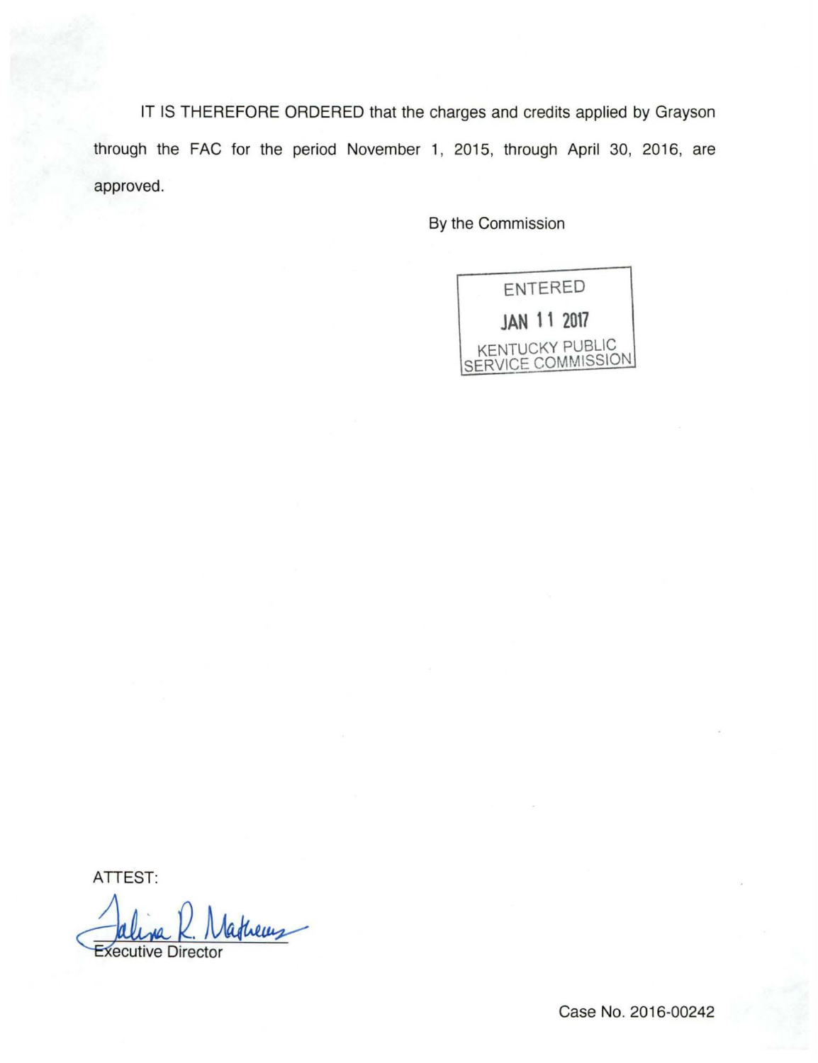IT IS THEREFORE ORDERED that the charges and credits applied by Grayson through the FAC for the period November 1, 2015, through April 30, 2016, are approved.

By the Commission

ENTERED

JAN 11 2017

KENTUCKY PUBLIC SERVICE COMMISSION

ATTEST:

Executive Director

Case No. 2016-00242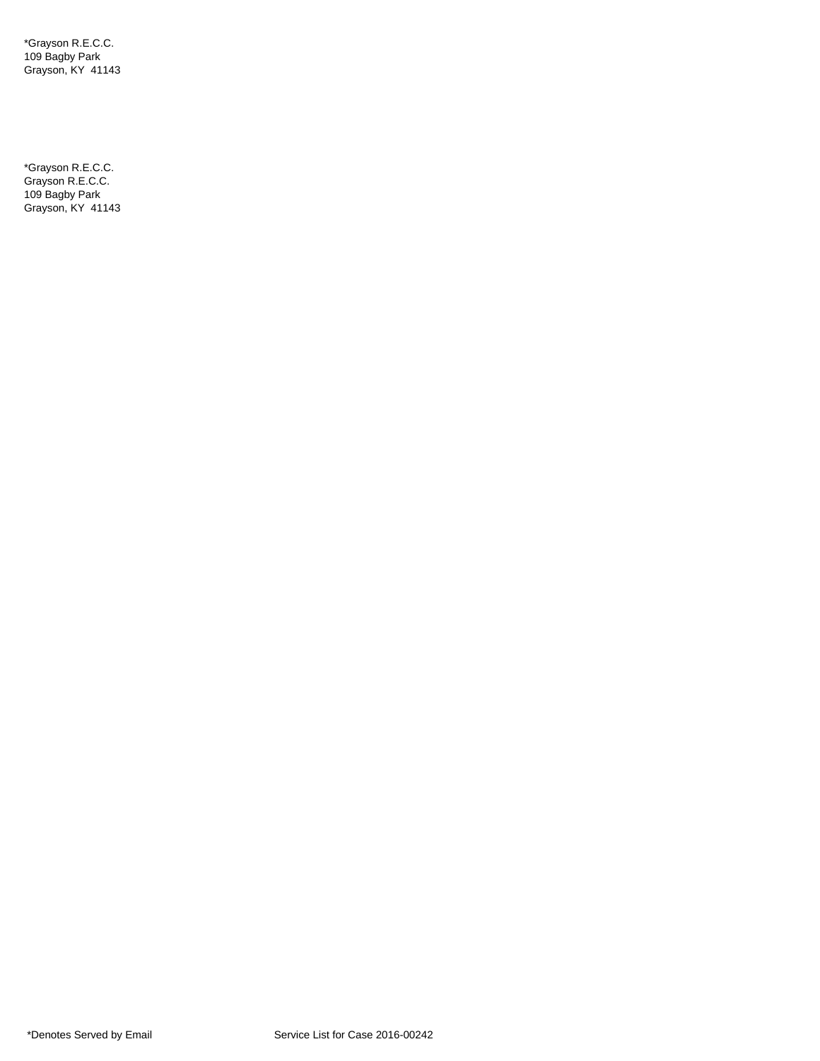*Grayson R.E.C.C.
109 Bagby Park
Grayson, KY  41143

*Grayson R.E.C.C.
Grayson R.E.C.C.
109 Bagby Park
Grayson, KY  41143

*Denotes Served by Email

Service List for Case 2016-00242